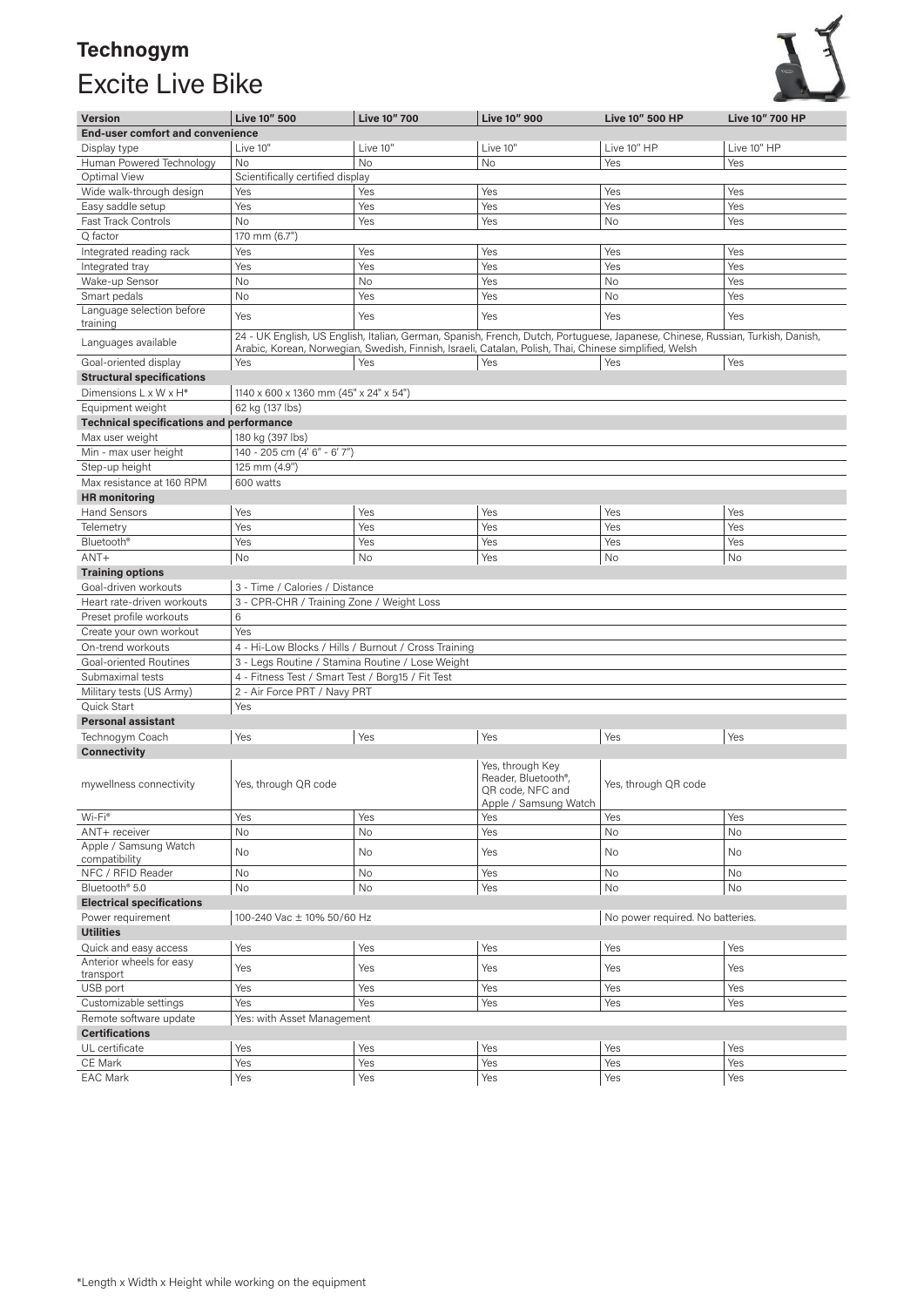# Technogym

## Excite Live Bike

| Version | Live 10" 500 | Live 10" 700 | Live 10" 900 | Live 10" 500 HP | Live 10" 700 HP |
|---|---|---|---|---|---|
| **End-user comfort and convenience** | | | | | |
| Display type | Live 10" | Live 10" | Live 10" | Live 10" HP | Live 10" HP |
| Human Powered Technology | No | No | No | Yes | Yes |
| Optimal View | Scientifically certified display | | | | |
| Wide walk-through design | Yes | Yes | Yes | Yes | Yes |
| Easy saddle setup | Yes | Yes | Yes | Yes | Yes |
| Fast Track Controls | No | Yes | Yes | No | Yes |
| Q factor | 170 mm (6.7") | | | | |
| Integrated reading rack | Yes | Yes | Yes | Yes | Yes |
| Integrated tray | Yes | Yes | Yes | Yes | Yes |
| Wake-up Sensor | No | No | Yes | No | Yes |
| Smart pedals | No | Yes | Yes | No | Yes |
| Language selection before training | Yes | Yes | Yes | Yes | Yes |
| Languages available | 24 - UK English, US English, Italian, German, Spanish, French, Dutch, Portuguese, Japanese, Chinese, Russian, Turkish, Danish, Arabic, Korean, Norwegian, Swedish, Finnish, Israeli, Catalan, Polish, Thai, Chinese simplified, Welsh | | | | |
| Goal-oriented display | Yes | Yes | Yes | Yes | Yes |
| **Structural specifications** | | | | | |
| Dimensions L x W x H* | 1140 x 600 x 1360 mm (45" x 24" x 54") | | | | |
| Equipment weight | 62 kg (137 lbs) | | | | |
| **Technical specifications and performance** | | | | | |
| Max user weight | 180 kg (397 lbs) | | | | |
| Min - max user height | 140 - 205 cm (4' 6" - 6' 7") | | | | |
| Step-up height | 125 mm (4.9") | | | | |
| Max resistance at 160 RPM | 600 watts | | | | |
| **HR monitoring** | | | | | |
| Hand Sensors | Yes | Yes | Yes | Yes | Yes |
| Telemetry | Yes | Yes | Yes | Yes | Yes |
| Bluetooth® | Yes | Yes | Yes | Yes | Yes |
| ANT+ | No | No | Yes | No | No |
| **Training options** | | | | | |
| Goal-driven workouts | 3 - Time / Calories / Distance | | | | |
| Heart rate-driven workouts | 3 - CPR-CHR / Training Zone / Weight Loss | | | | |
| Preset profile workouts | 6 | | | | |
| Create your own workout | Yes | | | | |
| On-trend workouts | 4 - Hi-Low Blocks / Hills / Burnout / Cross Training | | | | |
| Goal-oriented Routines | 3 - Legs Routine / Stamina Routine / Lose Weight | | | | |
| Submaximal tests | 4 - Fitness Test / Smart Test / Borg15 / Fit Test | | | | |
| Military tests (US Army) | 2 - Air Force PRT / Navy PRT | | | | |
| Quick Start | Yes | | | | |
| **Personal assistant** | | | | | |
| Technogym Coach | Yes | Yes | Yes | Yes | Yes |
| **Connectivity** | | | | | |
| mywellness connectivity | Yes, through QR code | | Yes, through Key Reader, Bluetooth®, QR code, NFC and Apple / Samsung Watch | Yes, through QR code | |
| Wi-Fi® | Yes | Yes | Yes | Yes | Yes |
| ANT+ receiver | No | No | Yes | No | No |
| Apple / Samsung Watch compatibility | No | No | Yes | No | No |
| NFC / RFID Reader | No | No | Yes | No | No |
| Bluetooth® 5.0 | No | No | Yes | No | No |
| **Electrical specifications** | | | | | |
| Power requirement | 100-240 Vac ± 10% 50/60 Hz | | | No power required. No batteries. | |
| **Utilities** | | | | | |
| Quick and easy access | Yes | Yes | Yes | Yes | Yes |
| Anterior wheels for easy transport | Yes | Yes | Yes | Yes | Yes |
| USB port | Yes | Yes | Yes | Yes | Yes |
| Customizable settings | Yes | Yes | Yes | Yes | Yes |
| Remote software update | Yes: with Asset Management | | | | |
| **Certifications** | | | | | |
| UL certificate | Yes | Yes | Yes | Yes | Yes |
| CE Mark | Yes | Yes | Yes | Yes | Yes |
| EAC Mark | Yes | Yes | Yes | Yes | Yes |

*Length x Width x Height while working on the equipment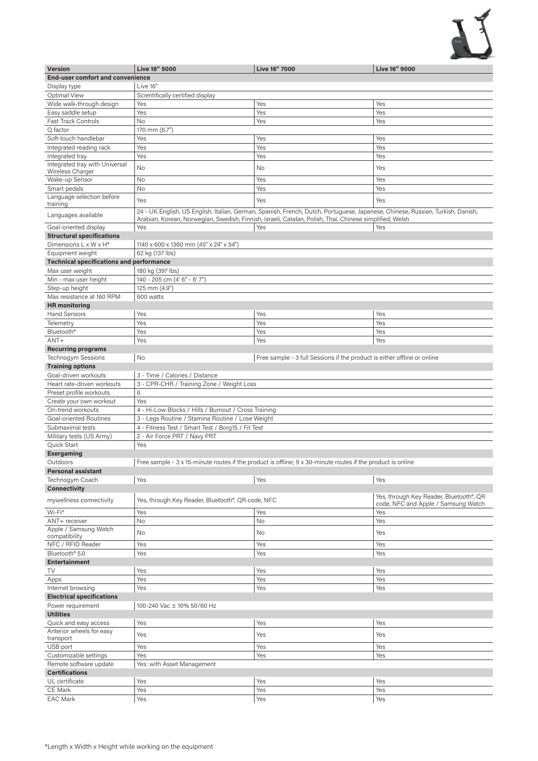| Version | Live 16" 5000 | Live 16" 7000 | Live 16" 9000 |
|---|---|---|---|
| **End-user comfort and convenience** | | | |
| Display type | Live 16" | | |
| Optimal View | Scientifically certified display | | |
| Wide walk-through design | Yes | Yes | Yes |
| Easy saddle setup | Yes | Yes | Yes |
| Fast Track Controls | No | Yes | Yes |
| Q factor | 170 mm (6.7") | | |
| Soft-touch handlebar | Yes | Yes | Yes |
| Integrated reading rack | Yes | Yes | Yes |
| Integrated tray | Yes | Yes | Yes |
| Integrated tray with Universal Wireless Charger | No | No | Yes |
| Wake-up Sensor | No | Yes | Yes |
| Smart pedals | No | Yes | Yes |
| Language selection before training | Yes | Yes | Yes |
| Languages available | 24 - UK English, US English, Italian, German, Spanish, French, Dutch, Portuguese, Japanese, Chinese, Russian, Turkish, Danish, Arabian, Korean, Norwegian, Swedish, Finnish, Israeli, Catalan, Polish, Thai, Chinese simplified, Welsh | | |
| Goal-oriented display | Yes | Yes | Yes |
| **Structural specifications** | | | |
| Dimensions L x W x H* | 1140 x 600 x 1360 mm (45" x 24" x 54") | | |
| Equipment weight | 62 kg (137 lbs) | | |
| **Technical specifications and performance** | | | |
| Max user weight | 180 kg (397 lbs) | | |
| Min - max user height | 140 - 205 cm (4' 6" - 6' 7") | | |
| Step-up height | 125 mm (4.9") | | |
| Max resistance at 160 RPM | 600 watts | | |
| **HR monitoring** | | | |
| Hand Sensors | Yes | Yes | Yes |
| Telemetry | Yes | Yes | Yes |
| Bluetooth® | Yes | Yes | Yes |
| ANT+ | Yes | Yes | Yes |
| **Recurring programs** | | | |
| Technogym Sessions | No | Free sample - 3 full Sessions if the product is either offline or online | |
| **Training options** | | | |
| Goal-driven workouts | 3 - Time / Calories / Distance | | |
| Heart rate-driven workouts | 3 - CPR-CHR / Training Zone / Weight Loss | | |
| Preset profile workouts | 6 | | |
| Create your own workout | Yes | | |
| On-trend workouts | 4 - Hi-Low Blocks / Hills / Burnout / Cross Training | | |
| Goal-oriented Routines | 3 - Legs Routine / Stamina Routine / Lose Weight | | |
| Submaximal tests | 4 - Fitness Test / Smart Test / Borg15 / Fit Test | | |
| Military tests (US Army) | 2 - Air Force PRT / Navy PRT | | |
| Quick Start | Yes | | |
| **Exergaming** | | | |
| Outdoors | Free sample - 3 x 15-minute routes if the product is offline; 9 x 30-minute routes if the product is online | | |
| **Personal assistant** | | | |
| Technogym Coach | Yes | Yes | Yes |
| **Connectivity** | | | |
| mywellness connectivity | Yes, through Key Reader, Bluetooth®, QR code, NFC | | Yes, through Key Reader, Bluetooth®, QR code, NFC and Apple / Samsung Watch |
| Wi-Fi® | Yes | Yes | Yes |
| ANT+ receiver | No | No | Yes |
| Apple / Samsung Watch compatibility | No | No | Yes |
| NFC / RFID Reader | Yes | Yes | Yes |
| Bluetooth® 5.0 | Yes | Yes | Yes |
| **Entertainment** | | | |
| TV | Yes | Yes | Yes |
| Apps | Yes | Yes | Yes |
| Internet browsing | Yes | Yes | Yes |
| **Electrical specifications** | | | |
| Power requirement | 100-240 Vac ± 10% 50/60 Hz | | |
| **Utilities** | | | |
| Quick and easy access | Yes | Yes | Yes |
| Anterior wheels for easy transport | Yes | Yes | Yes |
| USB port | Yes | Yes | Yes |
| Customizable settings | Yes | Yes | Yes |
| Remote software update | Yes: with Asset Management | | |
| **Certifications** | | | |
| UL certificate | Yes | Yes | Yes |
| CE Mark | Yes | Yes | Yes |
| EAC Mark | Yes | Yes | Yes |

*Length x Width x Height while working on the equipment